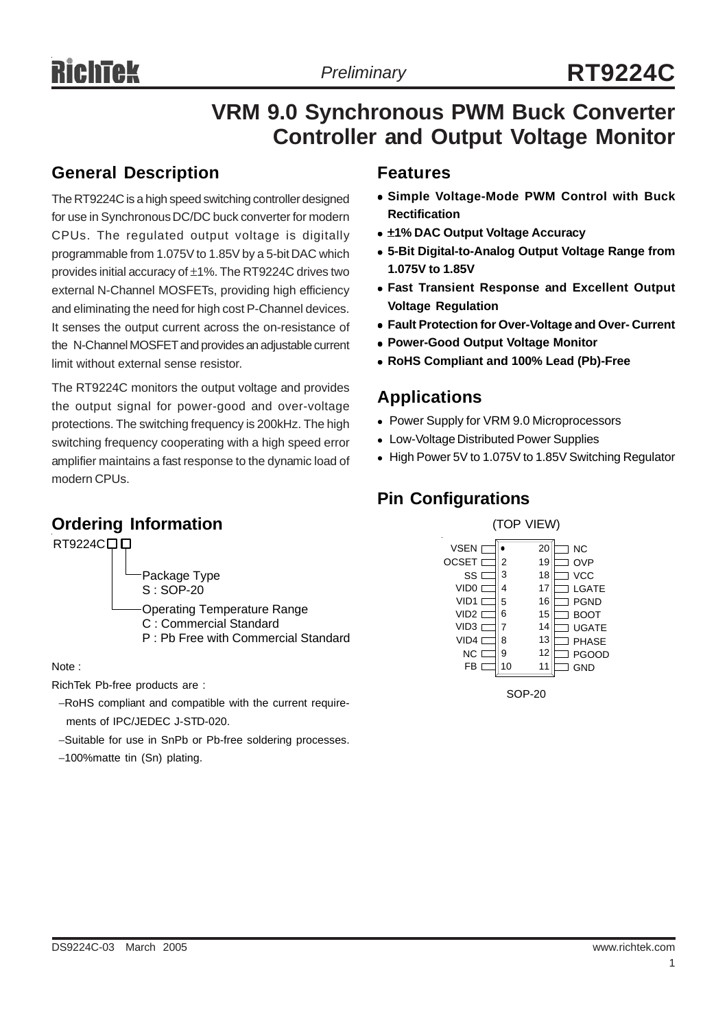# RT9224C

*Preliminary*

## VRM 9.0 Synchronous PWM Buck Converter Controller and Output Voltage Monitor

## General Description

The RT9224C is a high speed switching controller designed for use in Synchronous DC/DC buck converter for modern CPUs. The regulated output voltage is digitally programmable from 1.075V to 1.85V by a 5-bit DAC which provides initial accuracy of ±1%. The RT9224C drives two external N-Channel MOSFETs, providing high efficiency and eliminating the need for high cost P-Channel devices. It senses the output current across the on-resistance of the N-Channel MOSFET and provides an adjustable current limit without external sense resistor.

The RT9224C monitors the output voltage and provides the output signal for power-good and over-voltage protections. The switching frequency is 200kHz. The high switching frequency cooperating with a high speed error amplifier maintains a fast response to the dynamic load of modern CPUs.

## Ordering Information

RT9224C□□

- Package Type
  - S : SOP-20
- Operating Temperature Range
  - C : Commercial Standard
  - P : Pb Free with Commercial Standard

Note :

RichTek Pb-free products are :

- RoHS compliant and compatible with the current requirements of IPC/JEDEC J-STD-020.
- Suitable for use in SnPb or Pb-free soldering processes.
- 100%matte tin (Sn) plating.

## Features

- **Simple Voltage-Mode PWM Control with Buck Rectification**
- **±1% DAC Output Voltage Accuracy**
- **5-Bit Digital-to-Analog Output Voltage Range from 1.075V to 1.85V**
- **Fast Transient Response and Excellent Output Voltage Regulation**
- **Fault Protection for Over-Voltage and Over- Current**
- **Power-Good Output Voltage Monitor**
- **RoHS Compliant and 100% Lead (Pb)-Free**

## Applications

- Power Supply for VRM 9.0 Microprocessors
- Low-Voltage Distributed Power Supplies
- High Power 5V to 1.075V to 1.85V Switching Regulator

## Pin Configurations

(TOP VIEW)

| Pin | Name | Pin | Name |
|---|---|---|---|
| 1 | VSEN | 20 | NC |
| 2 | OCSET | 19 | OVP |
| 3 | SS | 18 | VCC |
| 4 | VID0 | 17 | LGATE |
| 5 | VID1 | 16 | PGND |
| 6 | VID2 | 15 | BOOT |
| 7 | VID3 | 14 | UGATE |
| 8 | VID4 | 13 | PHASE |
| 9 | NC | 12 | PGOOD |
| 10 | FB | 11 | GND |

SOP-20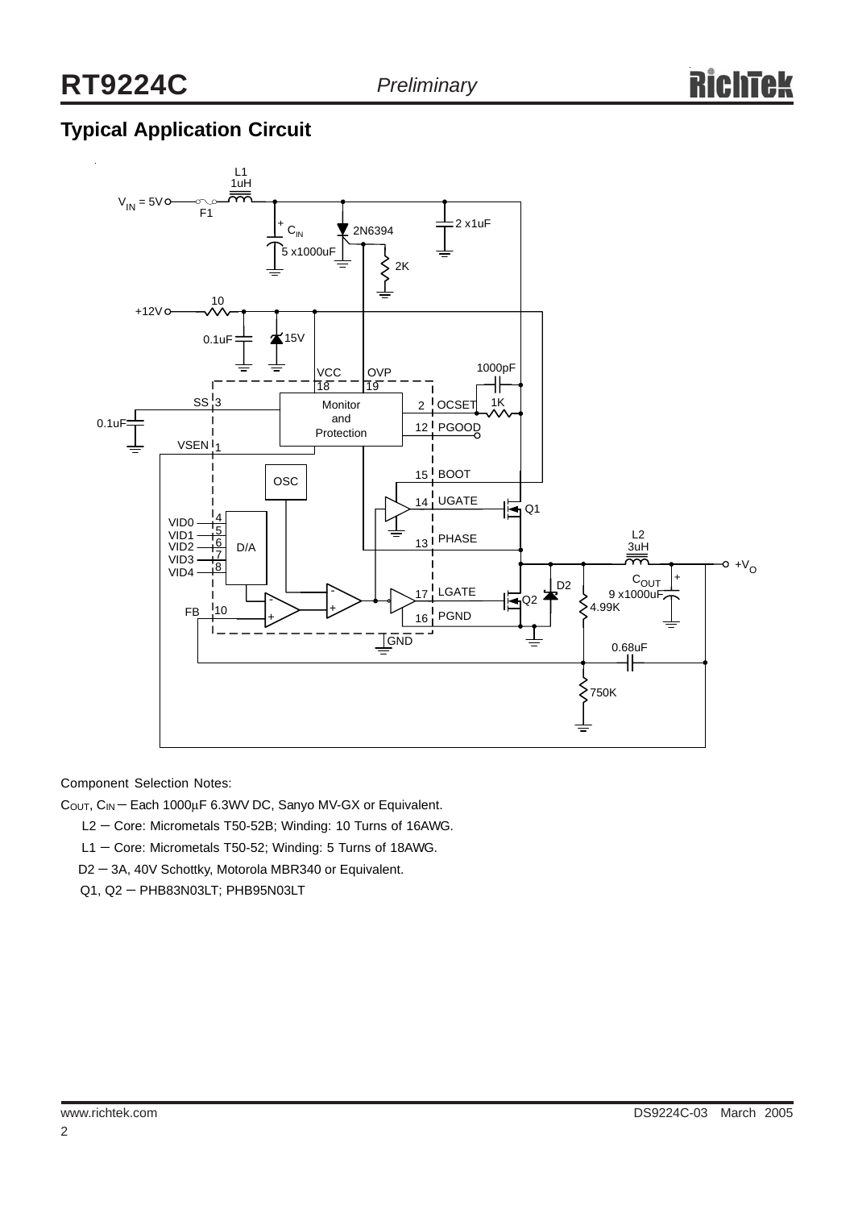## Typical Application Circuit

Component Selection Notes:

$C_{OUT}$, $C_{IN}$ − Each 1000μF 6.3WV DC, Sanyo MV-GX or Equivalent.

L2 − Core: Micrometals T50-52B; Winding: 10 Turns of 16AWG.

L1 − Core: Micrometals T50-52; Winding: 5 Turns of 18AWG.

D2 − 3A, 40V Schottky, Motorola MBR340 or Equivalent.

Q1, Q2 − PHB83N03LT; PHB95N03LT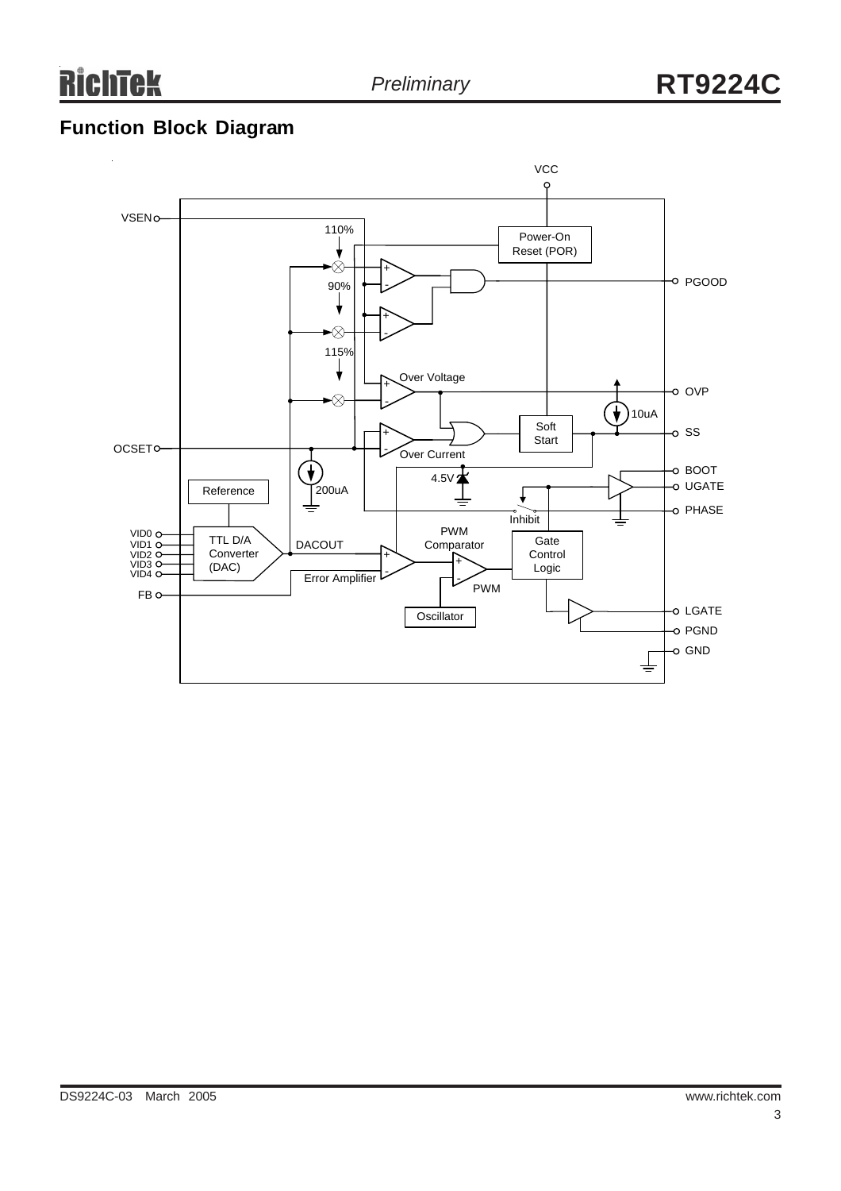## Function Block Diagram

VCC

VSEN

110%

Power-On Reset (POR)

PGOOD

90%

115%

Over Voltage

OVP

10uA

Soft Start

SS

OCSET

Over Current

BOOT

4.5V

UGATE

Reference

200uA

PHASE

Inhibit

VID0
VID1
VID2
VID3
VID4

TTL D/A Converter (DAC)

DACOUT

PWM Comparator

Gate Control Logic

Error Amplifier

PWM

FB

Oscillator

LGATE

PGND

GND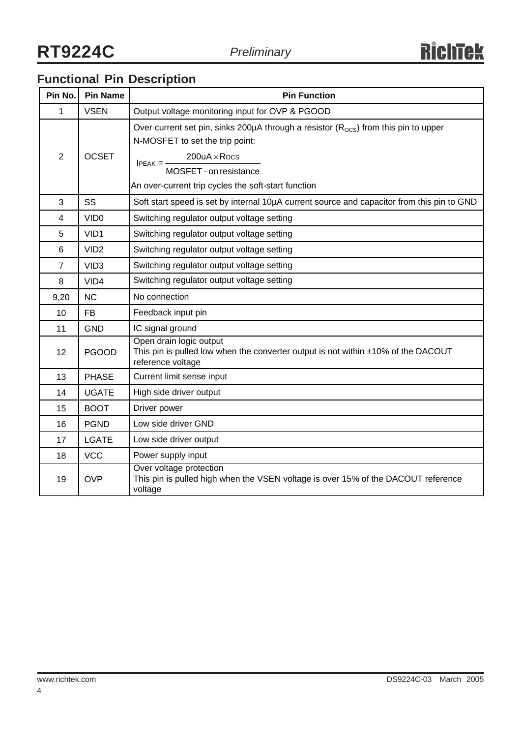## Functional Pin Description

| Pin No. | Pin Name | Pin Function |
|---|---|---|
| 1 | VSEN | Output voltage monitoring input for OVP & PGOOD |
| 2 | OCSET | Over current set pin, sinks 200µA through a resistor ($R_{OCS}$) from this pin to upper N-MOSFET to set the trip point: $I_{PEAK} = \frac{200uA \times R_{OCS}}{\text{MOSFET - on resistance}}$ An over-current trip cycles the soft-start function |
| 3 | SS | Soft start speed is set by internal 10µA current source and capacitor from this pin to GND |
| 4 | VID0 | Switching regulator output voltage setting |
| 5 | VID1 | Switching regulator output voltage setting |
| 6 | VID2 | Switching regulator output voltage setting |
| 7 | VID3 | Switching regulator output voltage setting |
| 8 | VID4 | Switching regulator output voltage setting |
| 9,20 | NC | No connection |
| 10 | FB | Feedback input pin |
| 11 | GND | IC signal ground |
| 12 | PGOOD | Open drain logic output<br>This pin is pulled low when the converter output is not within ±10% of the DACOUT reference voltage |
| 13 | PHASE | Current limit sense input |
| 14 | UGATE | High side driver output |
| 15 | BOOT | Driver power |
| 16 | PGND | Low side driver GND |
| 17 | LGATE | Low side driver output |
| 18 | VCC | Power supply input |
| 19 | OVP | Over voltage protection<br>This pin is pulled high when the VSEN voltage is over 15% of the DACOUT reference voltage |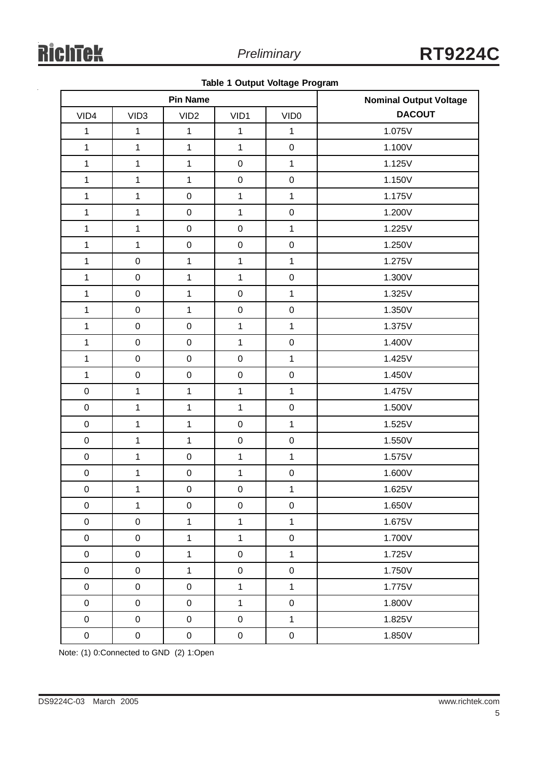**Table 1 Output Voltage Program**

| Pin Name | | | | | Nominal Output Voltage |
|---|---|---|---|---|---|
| VID4 | VID3 | VID2 | VID1 | VID0 | DACOUT |
| 1 | 1 | 1 | 1 | 1 | 1.075V |
| 1 | 1 | 1 | 1 | 0 | 1.100V |
| 1 | 1 | 1 | 0 | 1 | 1.125V |
| 1 | 1 | 1 | 0 | 0 | 1.150V |
| 1 | 1 | 0 | 1 | 1 | 1.175V |
| 1 | 1 | 0 | 1 | 0 | 1.200V |
| 1 | 1 | 0 | 0 | 1 | 1.225V |
| 1 | 1 | 0 | 0 | 0 | 1.250V |
| 1 | 0 | 1 | 1 | 1 | 1.275V |
| 1 | 0 | 1 | 1 | 0 | 1.300V |
| 1 | 0 | 1 | 0 | 1 | 1.325V |
| 1 | 0 | 1 | 0 | 0 | 1.350V |
| 1 | 0 | 0 | 1 | 1 | 1.375V |
| 1 | 0 | 0 | 1 | 0 | 1.400V |
| 1 | 0 | 0 | 0 | 1 | 1.425V |
| 1 | 0 | 0 | 0 | 0 | 1.450V |
| 0 | 1 | 1 | 1 | 1 | 1.475V |
| 0 | 1 | 1 | 1 | 0 | 1.500V |
| 0 | 1 | 1 | 0 | 1 | 1.525V |
| 0 | 1 | 1 | 0 | 0 | 1.550V |
| 0 | 1 | 0 | 1 | 1 | 1.575V |
| 0 | 1 | 0 | 1 | 0 | 1.600V |
| 0 | 1 | 0 | 0 | 1 | 1.625V |
| 0 | 1 | 0 | 0 | 0 | 1.650V |
| 0 | 0 | 1 | 1 | 1 | 1.675V |
| 0 | 0 | 1 | 1 | 0 | 1.700V |
| 0 | 0 | 1 | 0 | 1 | 1.725V |
| 0 | 0 | 1 | 0 | 0 | 1.750V |
| 0 | 0 | 0 | 1 | 1 | 1.775V |
| 0 | 0 | 0 | 1 | 0 | 1.800V |
| 0 | 0 | 0 | 0 | 1 | 1.825V |
| 0 | 0 | 0 | 0 | 0 | 1.850V |

Note: (1) 0:Connected to GND (2) 1:Open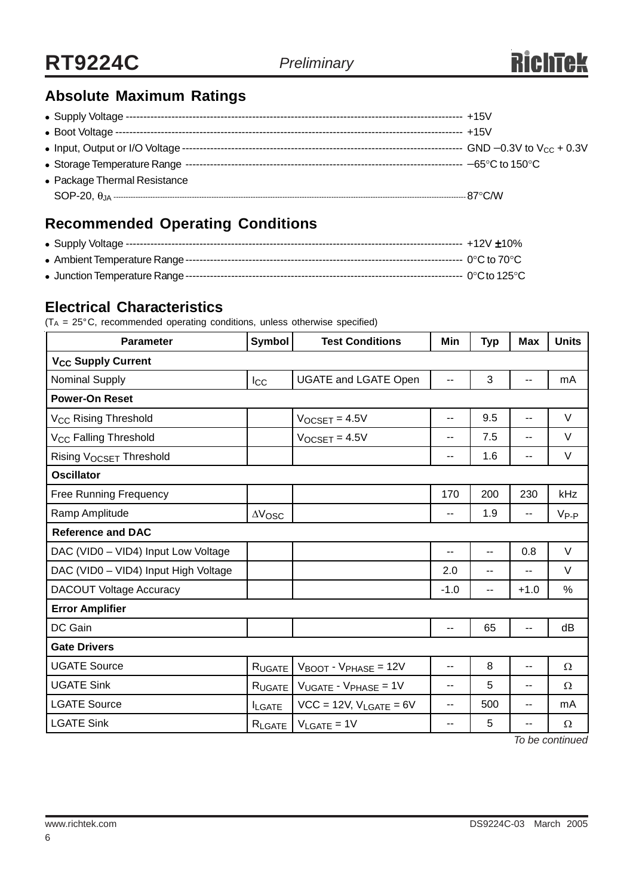## Absolute Maximum Ratings

- Supply Voltage ---------- +15V
- Boot Voltage ---------- +15V
- Input, Output or I/O Voltage ---------- GND −0.3V to $V_{CC}$ + 0.3V
- Storage Temperature Range ---------- −65°C to 150°C
- Package Thermal Resistance
  SOP-20, $\theta_{JA}$ ---------- 87°C/W

## Recommended Operating Conditions

- Supply Voltage ---------- +12V ±10%
- Ambient Temperature Range ---------- 0°C to 70°C
- Junction Temperature Range ---------- 0°C to 125°C

## Electrical Characteristics

($T_A$ = 25°C, recommended operating conditions, unless otherwise specified)

| Parameter | Symbol | Test Conditions | Min | Typ | Max | Units |
|---|---|---|---|---|---|---|
| **$V_{CC}$ Supply Current** | | | | | | |
| Nominal Supply | $I_{CC}$ | UGATE and LGATE Open | -- | 3 | -- | mA |
| **Power-On Reset** | | | | | | |
| $V_{CC}$ Rising Threshold | | $V_{OCSET}$ = 4.5V | -- | 9.5 | -- | V |
| $V_{CC}$ Falling Threshold | | $V_{OCSET}$ = 4.5V | -- | 7.5 | -- | V |
| Rising $V_{OCSET}$ Threshold | | | -- | 1.6 | -- | V |
| **Oscillator** | | | | | | |
| Free Running Frequency | | | 170 | 200 | 230 | kHz |
| Ramp Amplitude | $\Delta V_{OSC}$ | | -- | 1.9 | -- | $V_{P-P}$ |
| **Reference and DAC** | | | | | | |
| DAC (VID0 – VID4) Input Low Voltage | | | -- | -- | 0.8 | V |
| DAC (VID0 – VID4) Input High Voltage | | | 2.0 | -- | -- | V |
| DACOUT Voltage Accuracy | | | -1.0 | -- | +1.0 | % |
| **Error Amplifier** | | | | | | |
| DC Gain | | | -- | 65 | -- | dB |
| **Gate Drivers** | | | | | | |
| UGATE Source | $R_{UGATE}$ | $V_{BOOT}$ - $V_{PHASE}$ = 12V | -- | 8 | -- | Ω |
| UGATE Sink | $R_{UGATE}$ | $V_{UGATE}$ - $V_{PHASE}$ = 1V | -- | 5 | -- | Ω |
| LGATE Source | $I_{LGATE}$ | VCC = 12V, $V_{LGATE}$ = 6V | -- | 500 | -- | mA |
| LGATE Sink | $R_{LGATE}$ | $V_{LGATE}$ = 1V | -- | 5 | -- | Ω |

*To be continued*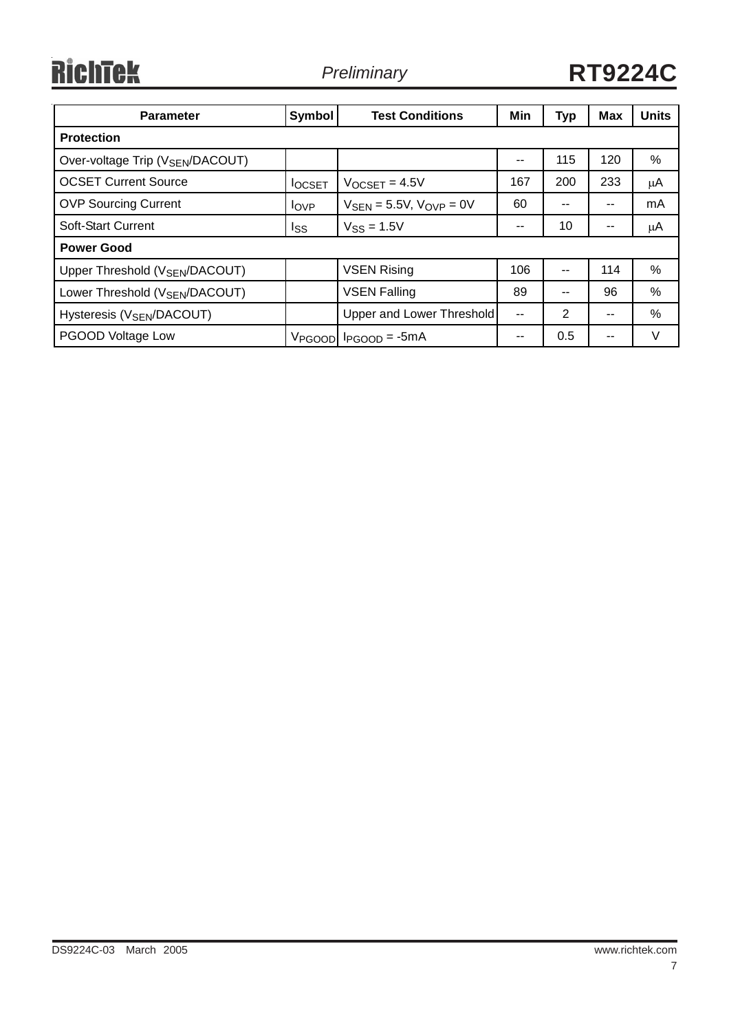| Parameter | Symbol | Test Conditions | Min | Typ | Max | Units |
|---|---|---|---|---|---|---|
| **Protection** | | | | | | |
| Over-voltage Trip ($V_{SEN}$/DACOUT) | | | -- | 115 | 120 | % |
| OCSET Current Source | $I_{OCSET}$ | $V_{OCSET}$ = 4.5V | 167 | 200 | 233 | μA |
| OVP Sourcing Current | $I_{OVP}$ | $V_{SEN}$ = 5.5V, $V_{OVP}$ = 0V | 60 | -- | -- | mA |
| Soft-Start Current | $I_{SS}$ | $V_{SS}$ = 1.5V | -- | 10 | -- | μA |
| **Power Good** | | | | | | |
| Upper Threshold ($V_{SEN}$/DACOUT) | | VSEN Rising | 106 | -- | 114 | % |
| Lower Threshold ($V_{SEN}$/DACOUT) | | VSEN Falling | 89 | -- | 96 | % |
| Hysteresis ($V_{SEN}$/DACOUT) | | Upper and Lower Threshold | -- | 2 | -- | % |
| PGOOD Voltage Low | $V_{PGOOD}$ | $I_{PGOOD}$ = -5mA | -- | 0.5 | -- | V |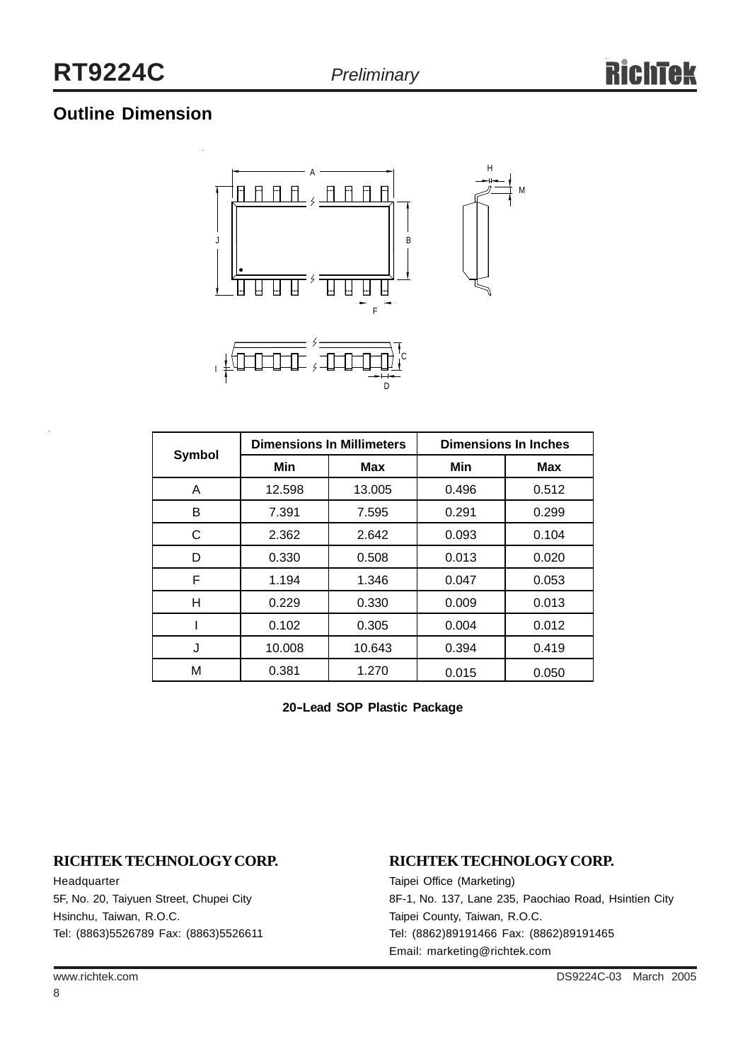## Outline Dimension

A
H
M
J
B
F
C
I
D

| Symbol | Dimensions In Millimeters | | Dimensions In Inches | |
|---|---|---|---|---|
| | Min | Max | Min | Max |
| A | 12.598 | 13.005 | 0.496 | 0.512 |
| B | 7.391 | 7.595 | 0.291 | 0.299 |
| C | 2.362 | 2.642 | 0.093 | 0.104 |
| D | 0.330 | 0.508 | 0.013 | 0.020 |
| F | 1.194 | 1.346 | 0.047 | 0.053 |
| H | 0.229 | 0.330 | 0.009 | 0.013 |
| I | 0.102 | 0.305 | 0.004 | 0.012 |
| J | 10.008 | 10.643 | 0.394 | 0.419 |
| M | 0.381 | 1.270 | 0.015 | 0.050 |

**20-Lead SOP Plastic Package**

**RICHTEK TECHNOLOGY CORP.**

Headquarter
5F, No. 20, Taiyuen Street, Chupei City
Hsinchu, Taiwan, R.O.C.
Tel: (8863)5526789 Fax: (8863)5526611

**RICHTEK TECHNOLOGY CORP.**

Taipei Office (Marketing)
8F-1, No. 137, Lane 235, Paochiao Road, Hsintien City
Taipei County, Taiwan, R.O.C.
Tel: (8862)89191466 Fax: (8862)89191465
Email: marketing@richtek.com